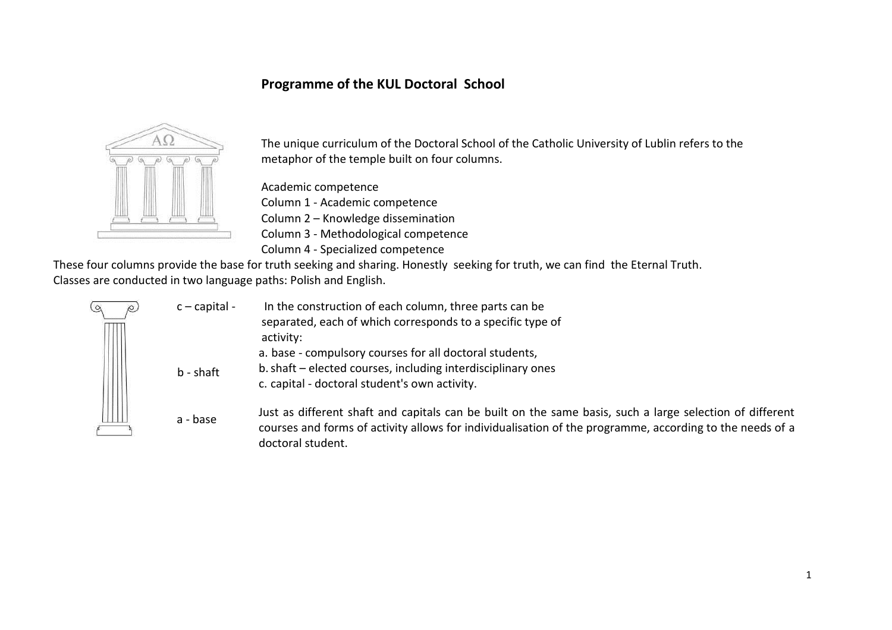## Programme of the KUL Doctoral School

The unique curriculum of the Doctoral School of the Catholic University of Lublin refers to the metaphor of the temple built on four columns.

Academic competence
Column 1 - Academic competence
Column 2 – Knowledge dissemination
Column 3 - Methodological competence
Column 4 - Specialized competence

These four columns provide the base for truth seeking and sharing. Honestly seeking for truth, we can find the Eternal Truth.
Classes are conducted in two language paths: Polish and English.

c – capital -
b - shaft
a - base

In the construction of each column, three parts can be separated, each of which corresponds to a specific type of activity:

a. base - compulsory courses for all doctoral students,
b. shaft – elected courses, including interdisciplinary ones
c. capital - doctoral student's own activity.

Just as different shaft and capitals can be built on the same basis, such a large selection of different courses and forms of activity allows for individualisation of the programme, according to the needs of a doctoral student.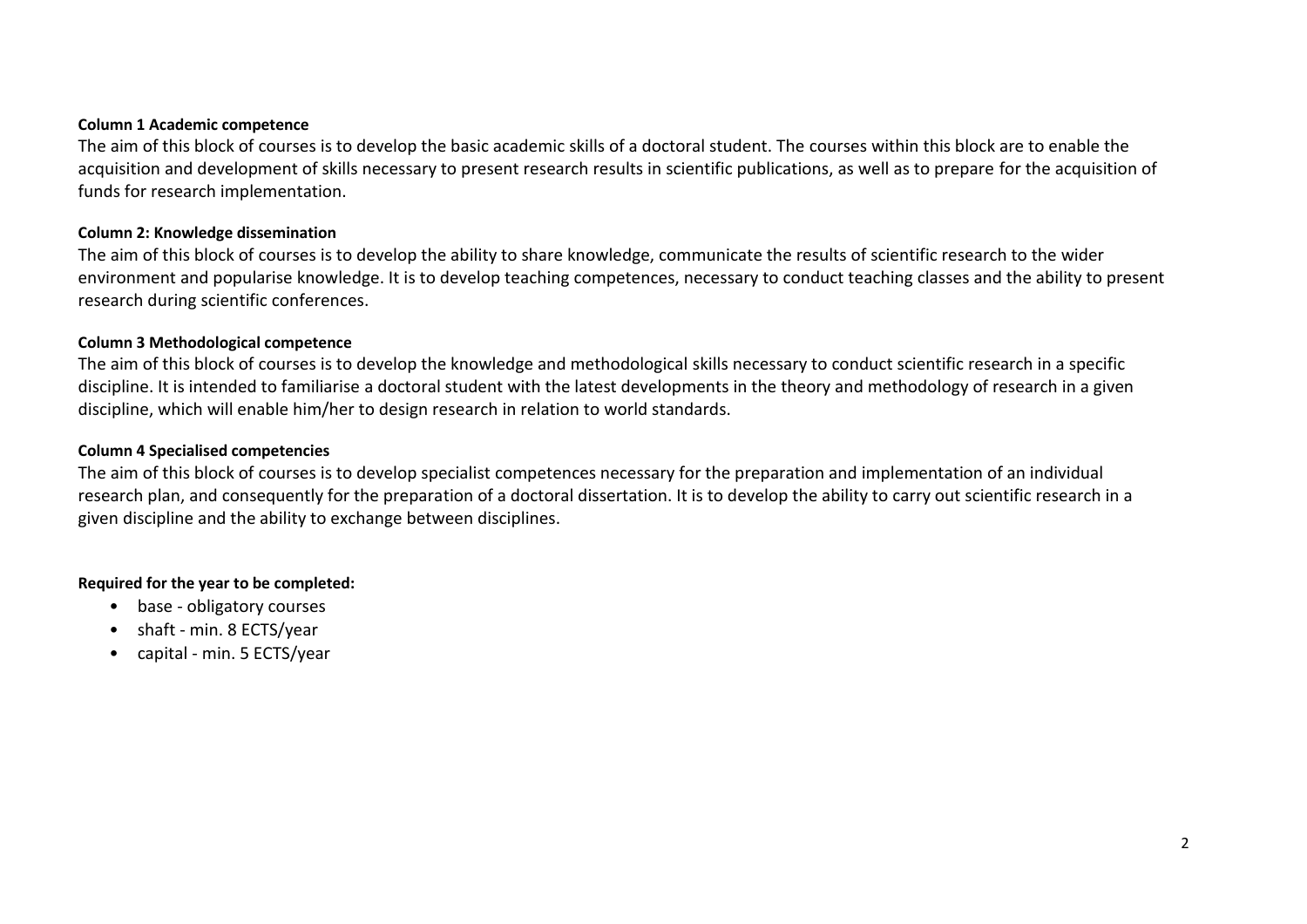**Column 1 Academic competence**

The aim of this block of courses is to develop the basic academic skills of a doctoral student. The courses within this block are to enable the acquisition and development of skills necessary to present research results in scientific publications, as well as to prepare for the acquisition of funds for research implementation.

**Column 2: Knowledge dissemination**

The aim of this block of courses is to develop the ability to share knowledge, communicate the results of scientific research to the wider environment and popularise knowledge. It is to develop teaching competences, necessary to conduct teaching classes and the ability to present research during scientific conferences.

**Column 3 Methodological competence**

The aim of this block of courses is to develop the knowledge and methodological skills necessary to conduct scientific research in a specific discipline. It is intended to familiarise a doctoral student with the latest developments in the theory and methodology of research in a given discipline, which will enable him/her to design research in relation to world standards.

**Column 4 Specialised competencies**

The aim of this block of courses is to develop specialist competences necessary for the preparation and implementation of an individual research plan, and consequently for the preparation of a doctoral dissertation. It is to develop the ability to carry out scientific research in a given discipline and the ability to exchange between disciplines.

**Required for the year to be completed:**

- base - obligatory courses
- shaft - min. 8 ECTS/year
- capital - min. 5 ECTS/year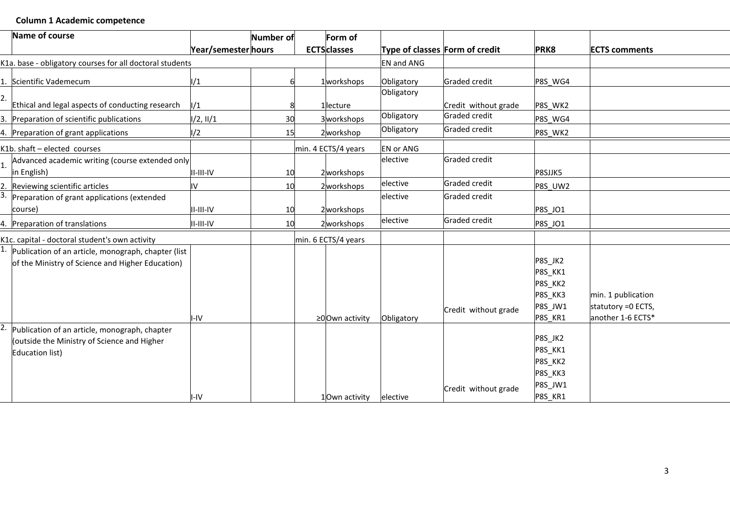**Column 1 Academic competence**

| | Name of course | Year/semester | Number of hours | ECTS | Form of classes | Type of classes | Form of credit | PRK8 | ECTS comments |
|---|---|---|---|---|---|---|---|---|---|
| K1a. base - obligatory courses for all doctoral students | | | | | | EN and ANG | | | |
| 1. | Scientific Vademecum | I/1 | 6 | 1 | workshops | Obligatory | Graded credit | P8S_WG4 | |
| 2. | Ethical and legal aspects of conducting research | I/1 | 8 | 1 | lecture | Obligatory | Credit without grade | P8S_WK2 | |
| 3. | Preparation of scientific publications | I/2, II/1 | 30 | 3 | workshops | Obligatory | Graded credit | P8S_WG4 | |
| 4. | Preparation of grant applications | I/2 | 15 | 2 | workshop | Obligatory | Graded credit | P8S_WK2 | |
| K1b. shaft – elected courses | | | | min. 4 ECTS/4 years | | EN or ANG | | | |
| 1. | Advanced academic writing (course extended only in English) | II-III-IV | 10 | 2 | workshops | elective | Graded credit | P8SJJK5 | |
| 2. | Reviewing scientific articles | IV | 10 | 2 | workshops | elective | Graded credit | P8S_UW2 | |
| 3. | Preparation of grant applications (extended course) | II-III-IV | 10 | 2 | workshops | elective | Graded credit | P8S_JO1 | |
| 4. | Preparation of translations | II-III-IV | 10 | 2 | workshops | elective | Graded credit | P8S_JO1 | |
| K1c. capital - doctoral student's own activity | | | | min. 6 ECTS/4 years | | | | | |
| 1. | Publication of an article, monograph, chapter (list of the Ministry of Science and Higher Education) | I-IV | | ≥0 | Own activity | Obligatory | Credit without grade | P8S_JK2 P8S_KK1 P8S_KK2 P8S_KK3 P8S_JW1 P8S_KR1 | min. 1 publication statutory =0 ECTS, another 1-6 ECTS* |
| 2. | Publication of an article, monograph, chapter (outside the Ministry of Science and Higher Education list) | I-IV | | 1 | Own activity | elective | Credit without grade | P8S_JK2 P8S_KK1 P8S_KK2 P8S_KK3 P8S_JW1 P8S_KR1 | |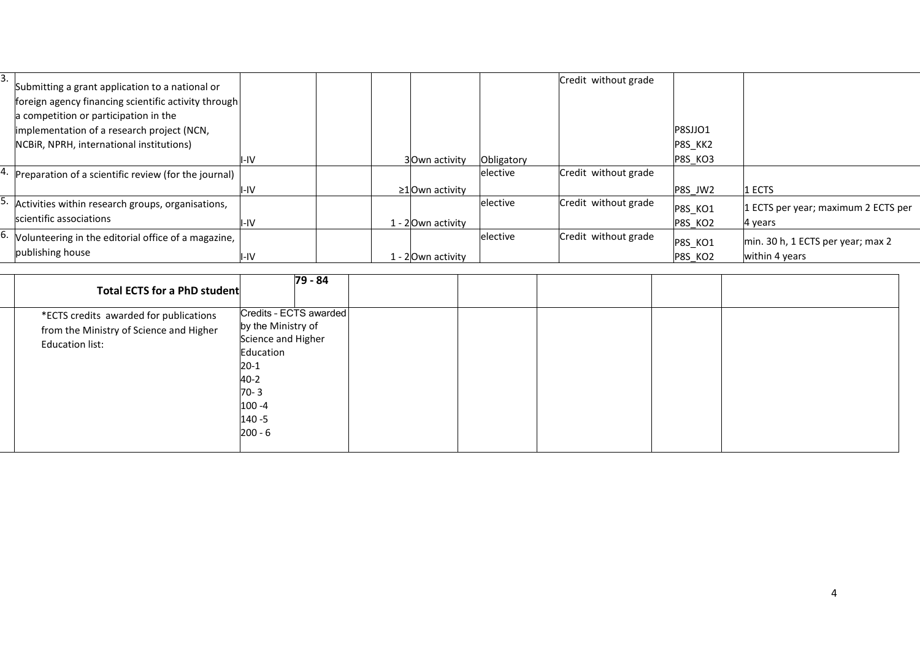| | | | | | | | | | |
|---|---|---|---|---|---|---|---|---|---|
| 3. | Submitting a grant application to a national or foreign agency financing scientific activity through a competition or participation in the implementation of a research project (NCN, NCBiR, NPRH, international institutions) | I-IV | | | 3 | Own activity | Obligatory | Credit without grade | P8SJJO1 P8S_KK2 P8S_KO3 | |
| 4. | Preparation of a scientific review (for the journal) | I-IV | | | ≥1 | Own activity | elective | Credit without grade | P8S_JW2 | 1 ECTS |
| 5. | Activities within research groups, organisations, scientific associations | I-IV | | | 1 - 2 | Own activity | elective | Credit without grade | P8S_KO1 P8S_KO2 | 1 ECTS per year; maximum 2 ECTS per 4 years |
| 6. | Volunteering in the editorial office of a magazine, publishing house | I-IV | | | 1 - 2 | Own activity | elective | Credit without grade | P8S_KO1 P8S_KO2 | min. 30 h, 1 ECTS per year; max 2 within 4 years |

| | | | | | | | | |
|---|---|---|---|---|---|---|---|---|
| | **Total ECTS for a PhD student** | | **79 - 84** | | | | | |
| | *ECTS credits awarded for publications from the Ministry of Science and Higher Education list: | Credits - ECTS awarded by the Ministry of Science and Higher Education<br>20-1<br>40-2<br>70- 3<br>100 -4<br>140 -5<br>200 - 6 | | | | | | |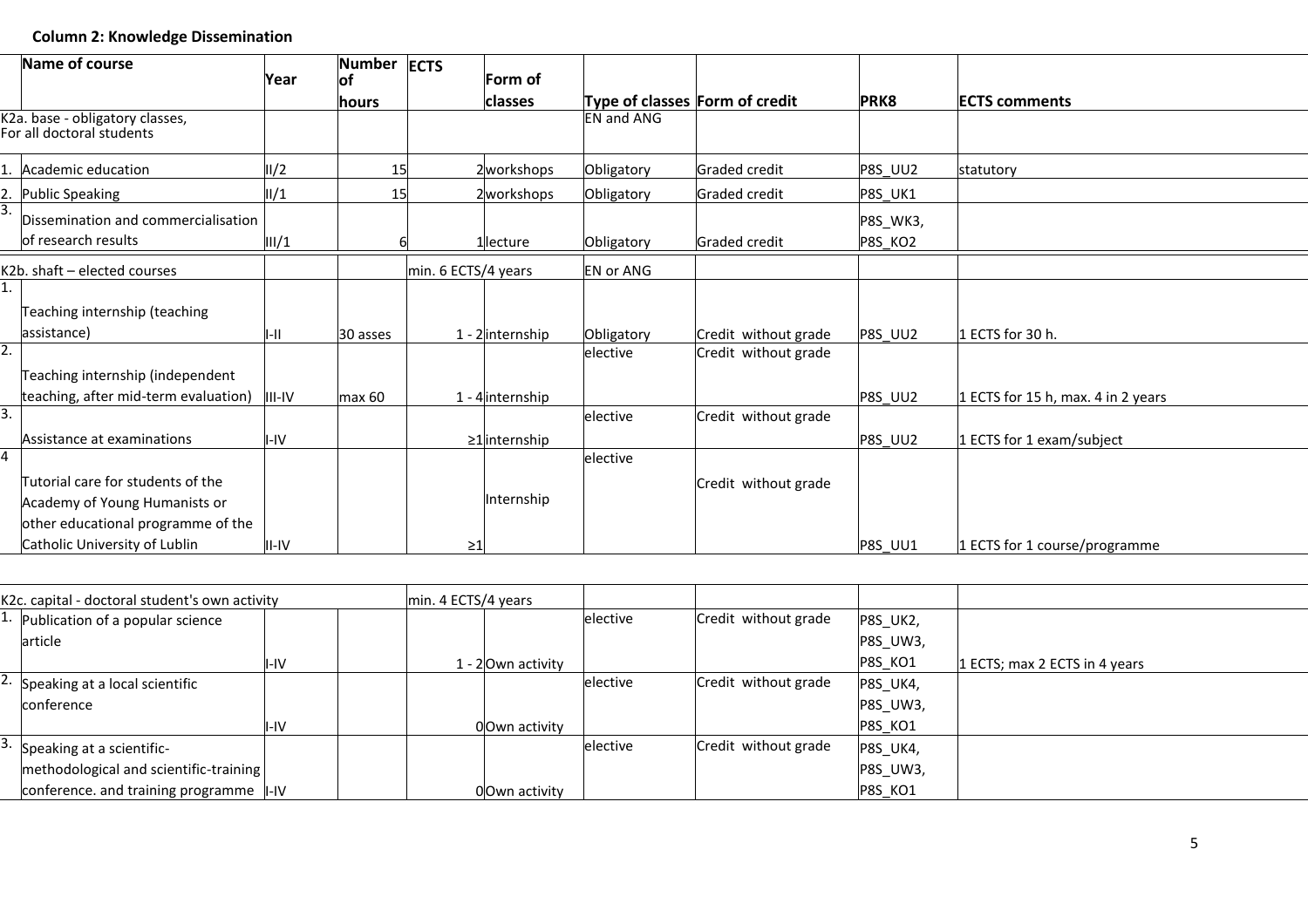**Column 2: Knowledge Dissemination**

| | Name of course | Year | Number of hours | ECTS | Form of classes | Type of classes | Form of credit | PRK8 | ECTS comments |
|---|---|---|---|---|---|---|---|---|---|
| | K2a. base - obligatory classes, For all doctoral students | | | | | EN and ANG | | | |
| 1. | Academic education | II/2 | 15 | 2 | workshops | Obligatory | Graded credit | P8S_UU2 | statutory |
| 2. | Public Speaking | II/1 | 15 | 2 | workshops | Obligatory | Graded credit | P8S_UK1 | |
| 3. | Dissemination and commercialisation of research results | III/1 | 6 | 1 | lecture | Obligatory | Graded credit | P8S_WK3, P8S_KO2 | |
| | K2b. shaft – elected courses | | | min. 6 ECTS/4 years | | EN or ANG | | | |
| 1. | Teaching internship (teaching assistance) | I-II | 30 asses | 1 - 2 | internship | Obligatory | Credit without grade | P8S_UU2 | 1 ECTS for 30 h. |
| 2. | Teaching internship (independent teaching, after mid-term evaluation) | III-IV | max 60 | 1 - 4 | internship | elective | Credit without grade | P8S_UU2 | 1 ECTS for 15 h, max. 4 in 2 years |
| 3. | Assistance at examinations | I-IV | | ≥1 | internship | elective | Credit without grade | P8S_UU2 | 1 ECTS for 1 exam/subject |
| 4 | Tutorial care for students of the Academy of Young Humanists or other educational programme of the Catholic University of Lublin | II-IV | | ≥1 | Internship | elective | Credit without grade | P8S_UU1 | 1 ECTS for 1 course/programme |
| | K2c. capital - doctoral student's own activity | | | min. 4 ECTS/4 years | | | | | |
| 1. | Publication of a popular science article | I-IV | | 1 - 2 | Own activity | elective | Credit without grade | P8S_UK2, P8S_UW3, P8S_KO1 | 1 ECTS; max 2 ECTS in 4 years |
| 2. | Speaking at a local scientific conference | I-IV | | 0 | Own activity | elective | Credit without grade | P8S_UK4, P8S_UW3, P8S_KO1 | |
| 3. | Speaking at a scientific-methodological and scientific-training conference. and training programme | I-IV | | 0 | Own activity | elective | Credit without grade | P8S_UK4, P8S_UW3, P8S_KO1 | |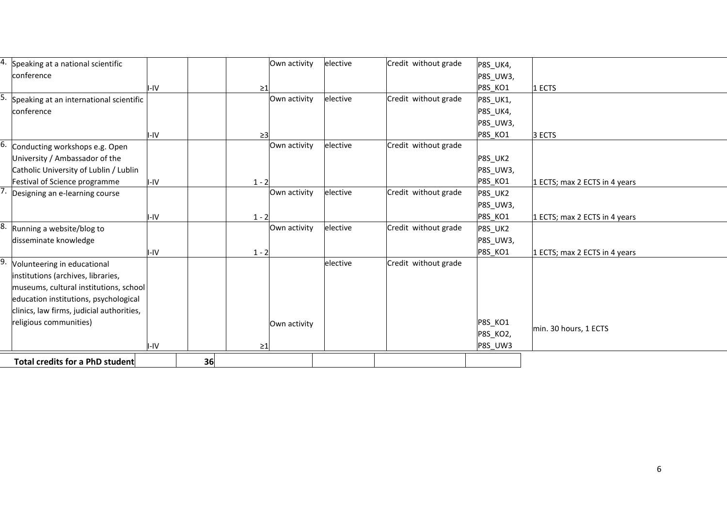| | | | | | | | | | |
|---|---|---|---|---|---|---|---|---|---|
| 4. | Speaking at a national scientific conference | I-IV | | ≥1 | Own activity | elective | Credit without grade | P8S_UK4, P8S_UW3, P8S_KO1 | 1 ECTS |
| 5. | Speaking at an international scientific conference | I-IV | | ≥3 | Own activity | elective | Credit without grade | P8S_UK1, P8S_UK4, P8S_UW3, P8S_KO1 | 3 ECTS |
| 6. | Conducting workshops e.g. Open University / Ambassador of the Catholic University of Lublin / Lublin Festival of Science programme | I-IV | | 1 - 2 | Own activity | elective | Credit without grade | P8S_UK2 P8S_UW3, P8S_KO1 | 1 ECTS; max 2 ECTS in 4 years |
| 7. | Designing an e-learning course | I-IV | | 1 - 2 | Own activity | elective | Credit without grade | P8S_UK2 P8S_UW3, P8S_KO1 | 1 ECTS; max 2 ECTS in 4 years |
| 8. | Running a website/blog to disseminate knowledge | I-IV | | 1 - 2 | Own activity | elective | Credit without grade | P8S_UK2 P8S_UW3, P8S_KO1 | 1 ECTS; max 2 ECTS in 4 years |
| 9. | Volunteering in educational institutions (archives, libraries, museums, cultural institutions, school education institutions, psychological clinics, law firms, judicial authorities, religious communities) | I-IV | | ≥1 | Own activity | elective | Credit without grade | P8S_KO1 P8S_KO2, P8S_UW3 | min. 30 hours, 1 ECTS |
| | **Total credits for a PhD student** | | **36** | | | | | | |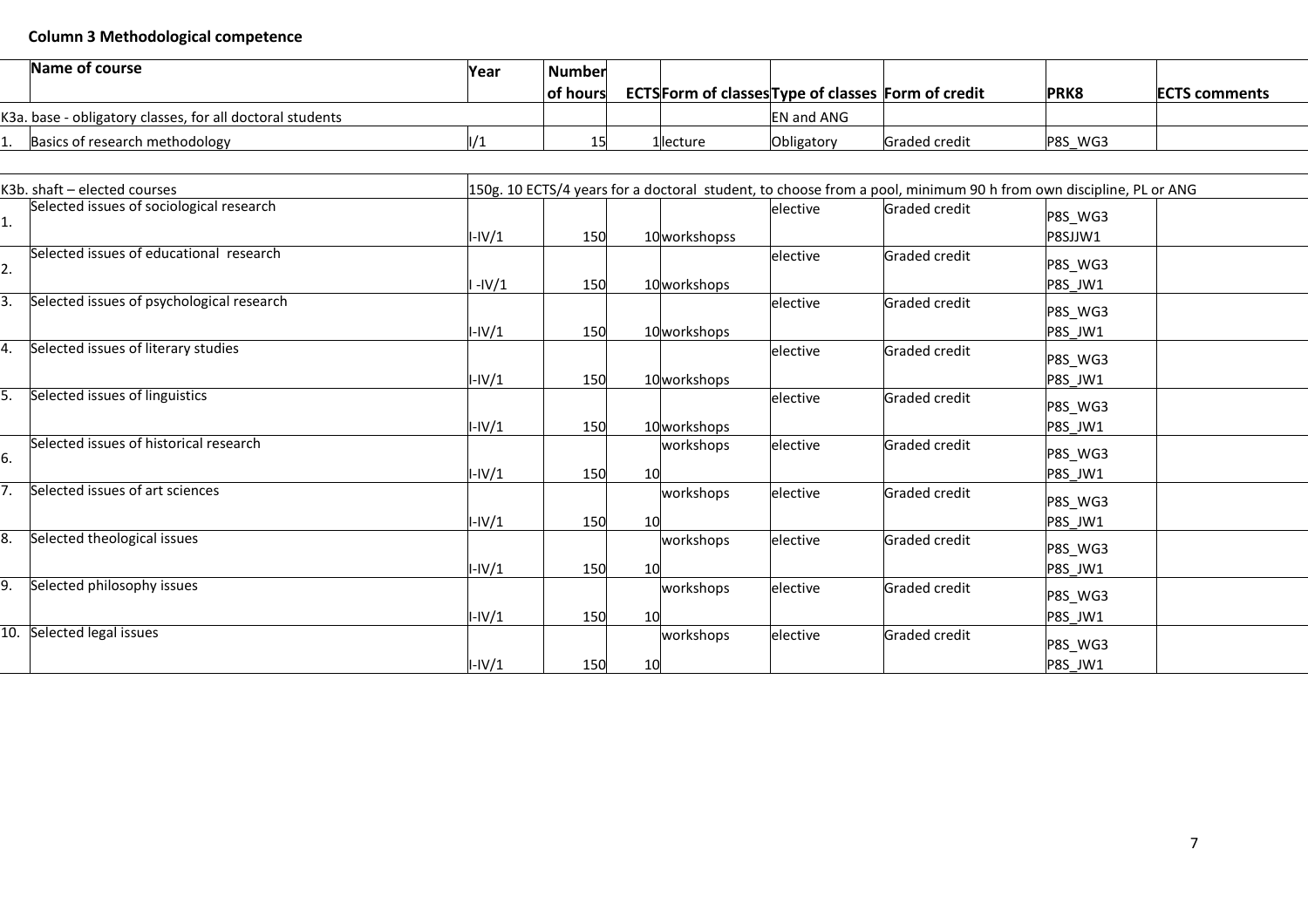**Column 3 Methodological competence**

| | Name of course | Year | Number of hours | ECTS | Form of classes | Type of classes | Form of credit | PRK8 | ECTS comments |
|---|---|---|---|---|---|---|---|---|---|
| K3a. base - obligatory classes, for all doctoral students | | | | | | EN and ANG | | | |
| 1. | Basics of research methodology | I/1 | 15 | 1 | lecture | Obligatory | Graded credit | P8S_WG3 | |
| K3b. shaft – elected courses | | 150g. 10 ECTS/4 years for a doctoral student, to choose from a pool, minimum 90 h from own discipline, PL or ANG | | | | | | | |
| 1. | Selected issues of sociological research | I-IV/1 | 150 | 10 | workshopss | elective | Graded credit | P8S_WG3 P8SJJW1 | |
| 2. | Selected issues of educational research | I -IV/1 | 150 | 10 | workshops | elective | Graded credit | P8S_WG3 P8S_JW1 | |
| 3. | Selected issues of psychological research | I-IV/1 | 150 | 10 | workshops | elective | Graded credit | P8S_WG3 P8S_JW1 | |
| 4. | Selected issues of literary studies | I-IV/1 | 150 | 10 | workshops | elective | Graded credit | P8S_WG3 P8S_JW1 | |
| 5. | Selected issues of linguistics | I-IV/1 | 150 | 10 | workshops | elective | Graded credit | P8S_WG3 P8S_JW1 | |
| 6. | Selected issues of historical research | I-IV/1 | 150 | 10 | workshops | elective | Graded credit | P8S_WG3 P8S_JW1 | |
| 7. | Selected issues of art sciences | I-IV/1 | 150 | 10 | workshops | elective | Graded credit | P8S_WG3 P8S_JW1 | |
| 8. | Selected theological issues | I-IV/1 | 150 | 10 | workshops | elective | Graded credit | P8S_WG3 P8S_JW1 | |
| 9. | Selected philosophy issues | I-IV/1 | 150 | 10 | workshops | elective | Graded credit | P8S_WG3 P8S_JW1 | |
| 10. | Selected legal issues | I-IV/1 | 150 | 10 | workshops | elective | Graded credit | P8S_WG3 P8S_JW1 | |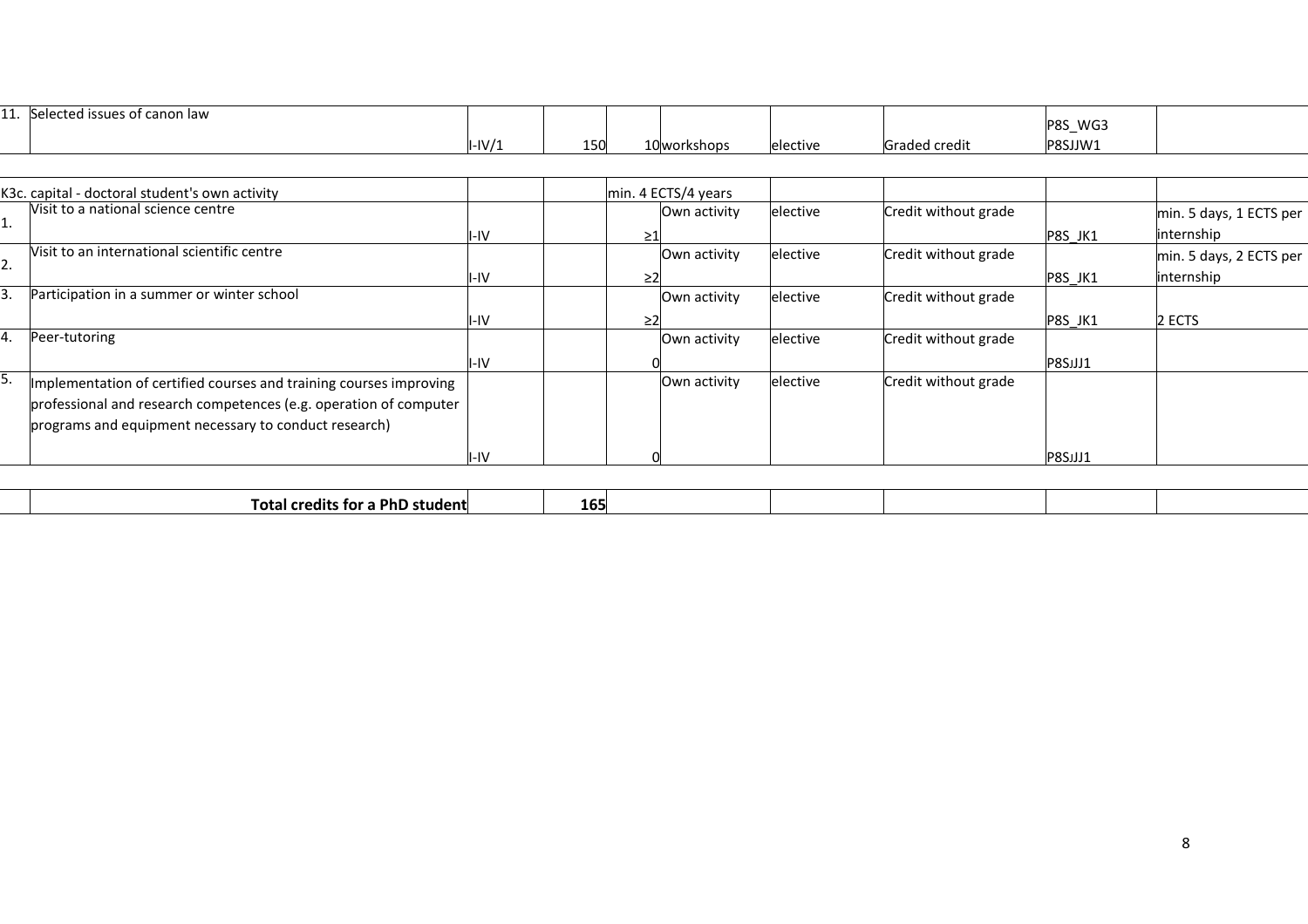| | | | | | | | | |
|---|---|---|---|---|---|---|---|---|
| 11. | Selected issues of canon law | I-IV/1 | 150 | 10 | workshops | elective | Graded credit | P8S_WG3 P8SJJW1 | |
| | | | | | | | | | |
| K3c. capital - doctoral student's own activity | | | | min. 4 ECTS/4 years | | | | | |
| 1. | Visit to a national science centre | I-IV | | ≥1 | Own activity | elective | Credit without grade | P8S_JK1 | min. 5 days, 1 ECTS per internship |
| 2. | Visit to an international scientific centre | I-IV | | ≥2 | Own activity | elective | Credit without grade | P8S_JK1 | min. 5 days, 2 ECTS per internship |
| 3. | Participation in a summer or winter school | I-IV | | ≥2 | Own activity | elective | Credit without grade | P8S_JK1 | 2 ECTS |
| 4. | Peer-tutoring | I-IV | | 0 | Own activity | elective | Credit without grade | P8SJJJ1 | |
| 5. | Implementation of certified courses and training courses improving professional and research competences (e.g. operation of computer programs and equipment necessary to conduct research) | I-IV | | 0 | Own activity | elective | Credit without grade | P8SJJJ1 | |
| | | | | | | | | | |
| | **Total credits for a PhD student** | | **165** | | | | | | |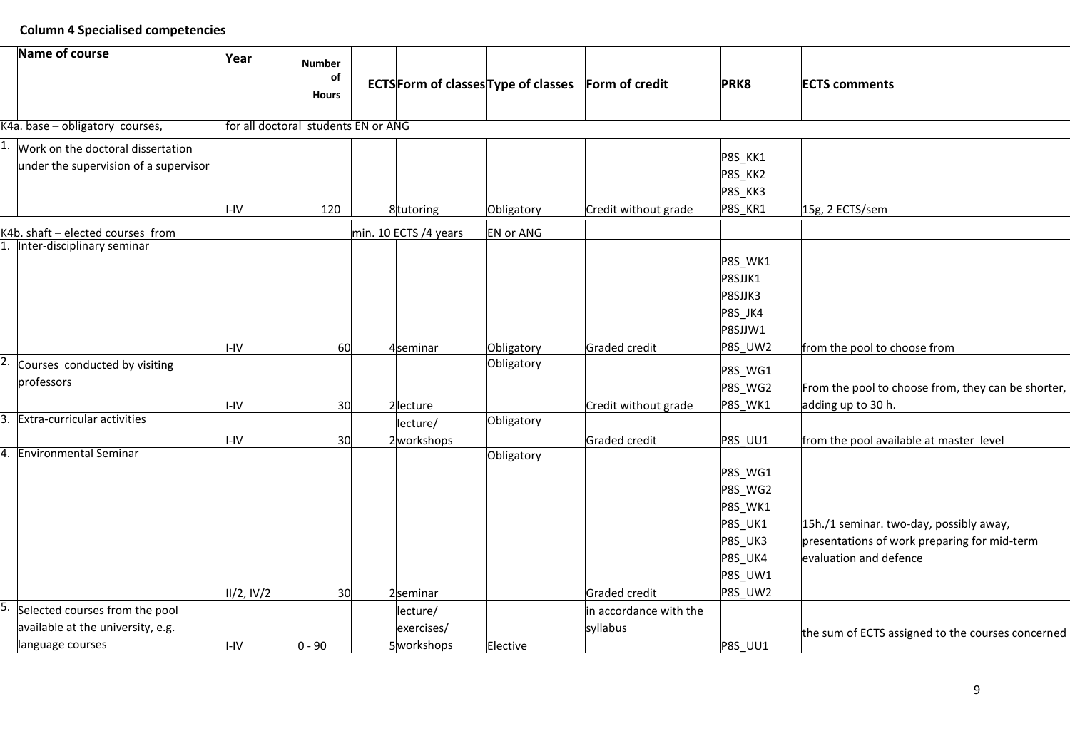**Column 4 Specialised competencies**

| | Name of course | Year | Number of Hours | ECTS | Form of classes | Type of classes | Form of credit | PRK8 | ECTS comments |
|---|---|---|---|---|---|---|---|---|---|
| K4a. base – obligatory courses, | | for all doctoral students EN or ANG | | | | | | | |
| 1. | Work on the doctoral dissertation under the supervision of a supervisor | I-IV | 120 | 8 | tutoring | Obligatory | Credit without grade | P8S_KK1 P8S_KK2 P8S_KK3 P8S_KR1 | 15g, 2 ECTS/sem |
| K4b. shaft – elected courses from | | | | min. 10 ECTS /4 years | | EN or ANG | | | |
| 1. | Inter-disciplinary seminar | I-IV | 60 | 4 | seminar | Obligatory | Graded credit | P8S_WK1 P8SJJK1 P8SJJK3 P8S_JK4 P8SJJW1 P8S_UW2 | from the pool to choose from |
| 2. | Courses conducted by visiting professors | I-IV | 30 | 2 | lecture | Obligatory | Credit without grade | P8S_WG1 P8S_WG2 P8S_WK1 | From the pool to choose from, they can be shorter, adding up to 30 h. |
| 3. | Extra-curricular activities | I-IV | 30 | 2 | lecture/ workshops | Obligatory | Graded credit | P8S_UU1 | from the pool available at master level |
| 4. | Environmental Seminar | II/2, IV/2 | 30 | 2 | seminar | Obligatory | Graded credit | P8S_WG1 P8S_WG2 P8S_WK1 P8S_UK1 P8S_UK3 P8S_UK4 P8S_UW1 P8S_UW2 | 15h./1 seminar. two-day, possibly away, presentations of work preparing for mid-term evaluation and defence |
| 5. | Selected courses from the pool available at the university, e.g. language courses | I-IV | 0 - 90 | 5 | lecture/ exercises/ workshops | Elective | in accordance with the syllabus | P8S_UU1 | the sum of ECTS assigned to the courses concerned |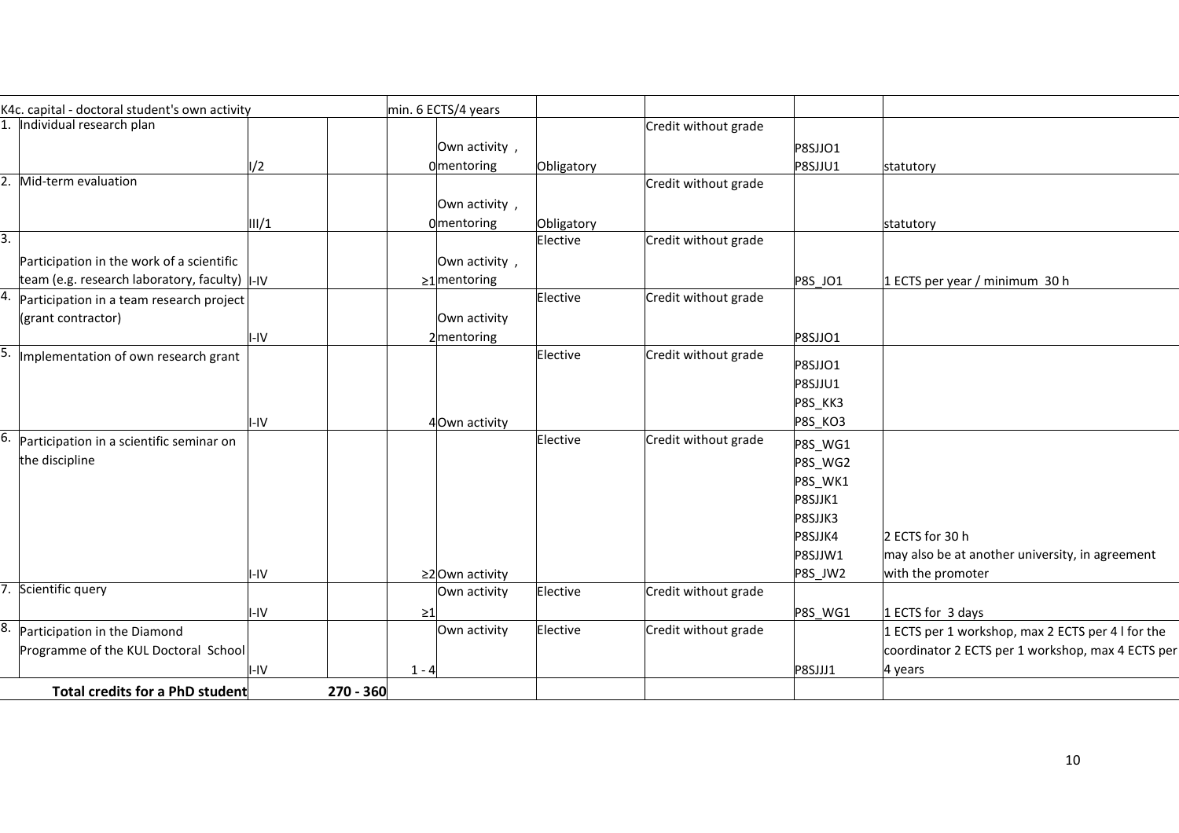| | | | | | | | |
|---|---|---|---|---|---|---|---|
| K4c. capital - doctoral student's own activity | | | min. 6 ECTS/4 years | | | | |
| 1. Individual research plan | I/2 | | 0 | Own activity , mentoring | Obligatory | Credit without grade | P8SJJO1 P8SJJU1 | statutory |
| 2. Mid-term evaluation | III/1 | | 0 | Own activity , mentoring | Obligatory | Credit without grade | | statutory |
| 3. Participation in the work of a scientific team (e.g. research laboratory, faculty) | I-IV | | ≥1 | Own activity , mentoring | Elective | Credit without grade | P8S_JO1 | 1 ECTS per year / minimum 30 h |
| 4. Participation in a team research project (grant contractor) | I-IV | | 2 | Own activity mentoring | Elective | Credit without grade | P8SJJO1 | |
| 5. Implementation of own research grant | I-IV | | 4 | Own activity | Elective | Credit without grade | P8SJJO1 P8SJJU1 P8S_KK3 P8S_KO3 | |
| 6. Participation in a scientific seminar on the discipline | I-IV | | ≥2 | Own activity | Elective | Credit without grade | P8S_WG1 P8S_WG2 P8S_WK1 P8SJJK1 P8SJJK3 P8SJJK4 P8SJJW1 P8S_JW2 | 2 ECTS for 30 h may also be at another university, in agreement with the promoter |
| 7. Scientific query | I-IV | | ≥1 | Own activity | Elective | Credit without grade | P8S_WG1 | 1 ECTS for 3 days |
| 8. Participation in the Diamond Programme of the KUL Doctoral School | I-IV | | 1 - 4 | Own activity | Elective | Credit without grade | P8SJJJ1 | 1 ECTS per 1 workshop, max 2 ECTS per 4 l for the coordinator 2 ECTS per 1 workshop, max 4 ECTS per 4 years |
| **Total credits for a PhD student** | | **270 - 360** | | | | | | |